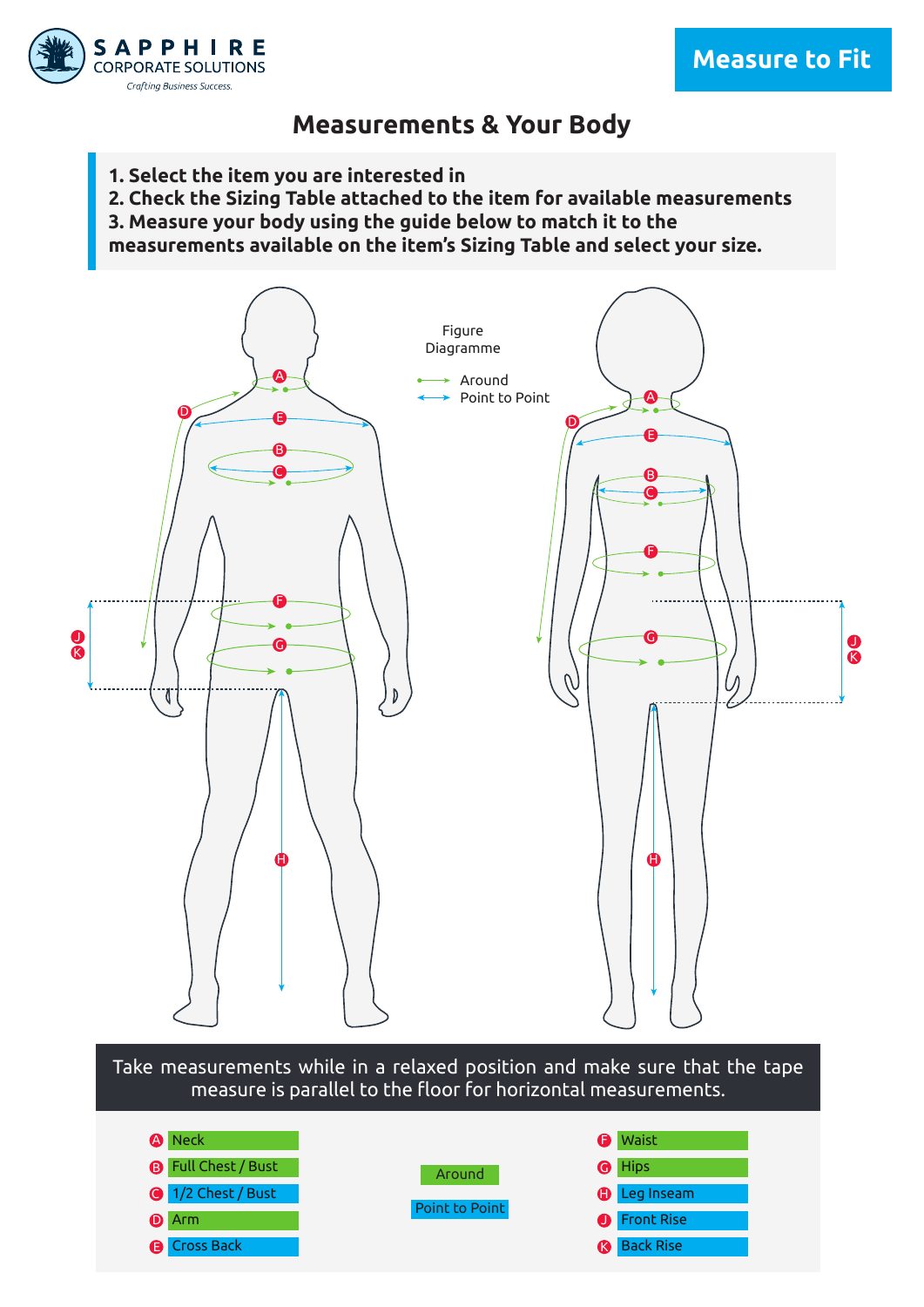SAPPHIRE CORPORATE SOLUTIONS

*Crafting Business Success.*

**Measure to Fit**

# Measurements & Your Body

**1. Select the item you are interested in**
**2. Check the Sizing Table attached to the item for available measurements**
**3. Measure your body using the guide below to match it to the measurements available on the item's Sizing Table and select your size.**

Figure Diagramme

- Around
- Point to Point

Take measurements while in a relaxed position and make sure that the tape measure is parallel to the floor for horizontal measurements.

| Key | Measurement | Type |
|---|---|---|
| A | Neck | Around |
| B | Full Chest / Bust | Around |
| C | 1/2 Chest / Bust | Point to Point |
| D | Arm | Around |
| E | Cross Back | Point to Point |
| F | Waist | Around |
| G | Hips | Around |
| H | Leg Inseam | Point to Point |
| J | Front Rise | Point to Point |
| K | Back Rise | Point to Point |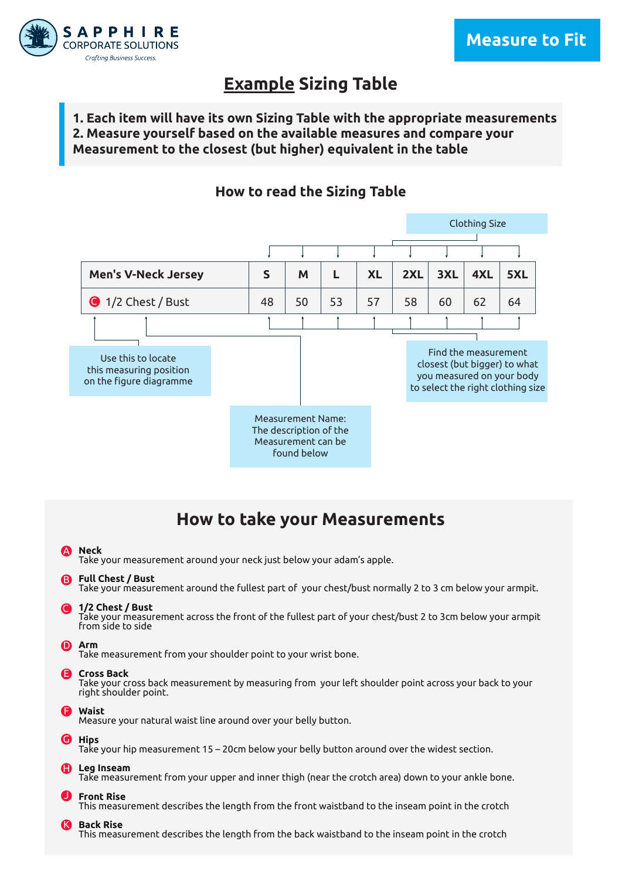SAPPHIRE CORPORATE SOLUTIONS

*Crafting Business Success.*

**Measure to Fit**

# Example Sizing Table

**1. Each item will have its own Sizing Table with the appropriate measurements**
**2. Measure yourself based on the available measures and compare your Measurement to the closest (but higher) equivalent in the table**

## How to read the Sizing Table

Clothing Size

| Men's V-Neck Jersey | S | M | L | XL | 2XL | 3XL | 4XL | 5XL |
|---|---|---|---|---|---|---|---|---|
| C 1/2 Chest / Bust | 48 | 50 | 53 | 57 | 58 | 60 | 62 | 64 |

Use this to locate this measuring position on the figure diagramme

Measurement Name: The description of the Measurement can be found below

Find the measurement closest (but bigger) to what you measured on your body to select the right clothing size

## How to take your Measurements

**A Neck**
Take your measurement around your neck just below your adam's apple.

**B Full Chest / Bust**
Take your measurement around the fullest part of your chest/bust normally 2 to 3 cm below your armpit.

**C 1/2 Chest / Bust**
Take your measurement across the front of the fullest part of your chest/bust 2 to 3cm below your armpit from side to side

**D Arm**
Take measurement from your shoulder point to your wrist bone.

**E Cross Back**
Take your cross back measurement by measuring from your left shoulder point across your back to your right shoulder point.

**F Waist**
Measure your natural waist line around over your belly button.

**G Hips**
Take your hip measurement 15 – 20cm below your belly button around over the widest section.

**H Leg Inseam**
Take measurement from your upper and inner thigh (near the crotch area) down to your ankle bone.

**J Front Rise**
This measurement describes the length from the front waistband to the inseam point in the crotch

**K Back Rise**
This measurement describes the length from the back waistband to the inseam point in the crotch